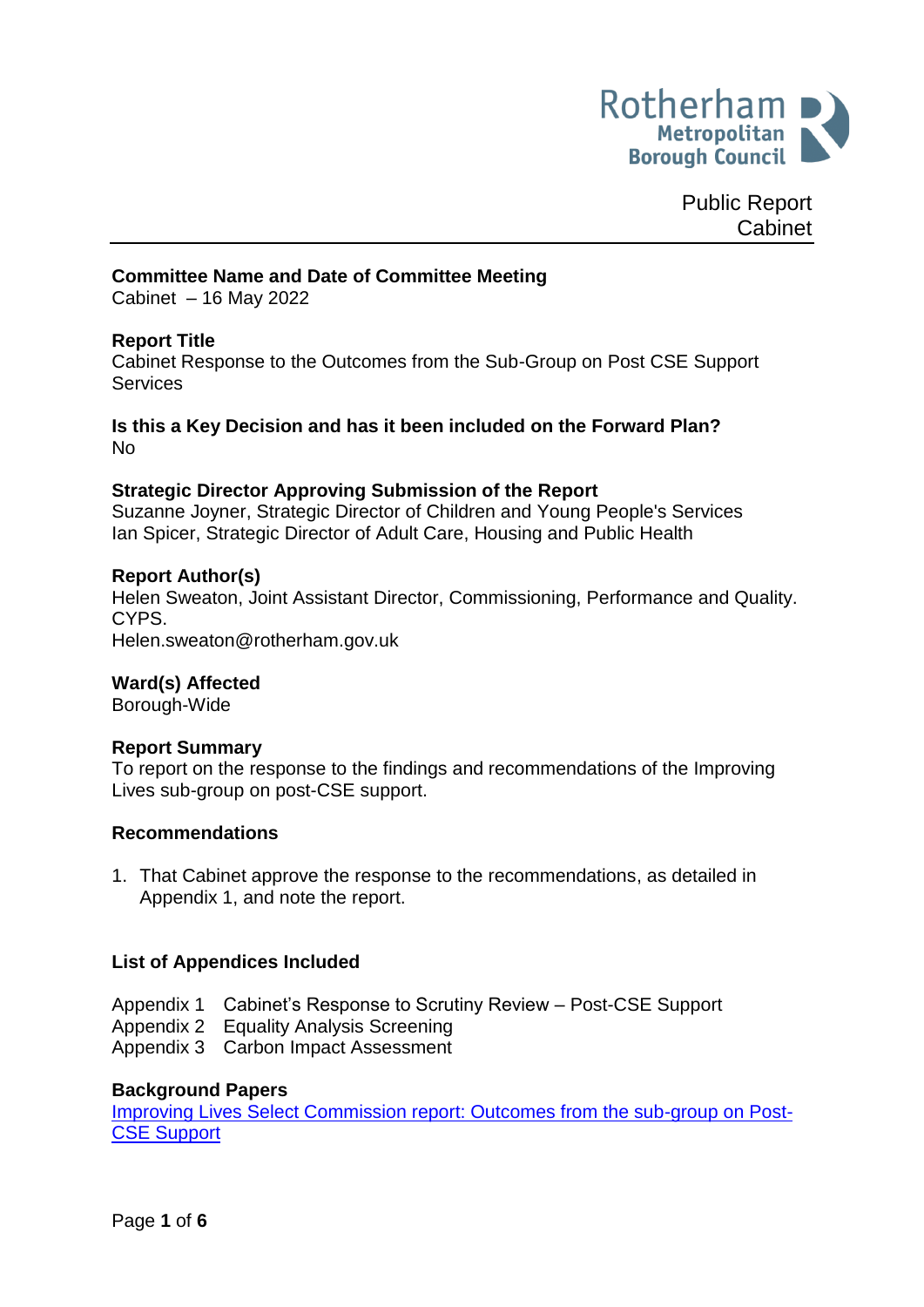Public Report
Cabinet

**Committee Name and Date of Committee Meeting**
Cabinet – 16 May 2022

**Report Title**
Cabinet Response to the Outcomes from the Sub-Group on Post CSE Support Services

**Is this a Key Decision and has it been included on the Forward Plan?**
No

**Strategic Director Approving Submission of the Report**
Suzanne Joyner, Strategic Director of Children and Young People's Services
Ian Spicer, Strategic Director of Adult Care, Housing and Public Health

**Report Author(s)**
Helen Sweaton, Joint Assistant Director, Commissioning, Performance and Quality. CYPS.
Helen.sweaton@rotherham.gov.uk

**Ward(s) Affected**
Borough-Wide

**Report Summary**
To report on the response to the findings and recommendations of the Improving Lives sub-group on post-CSE support.

**Recommendations**

1. That Cabinet approve the response to the recommendations, as detailed in Appendix 1, and note the report.

**List of Appendices Included**

Appendix 1 Cabinet's Response to Scrutiny Review – Post-CSE Support
Appendix 2 Equality Analysis Screening
Appendix 3 Carbon Impact Assessment

**Background Papers**
Improving Lives Select Commission report: Outcomes from the sub-group on Post-CSE Support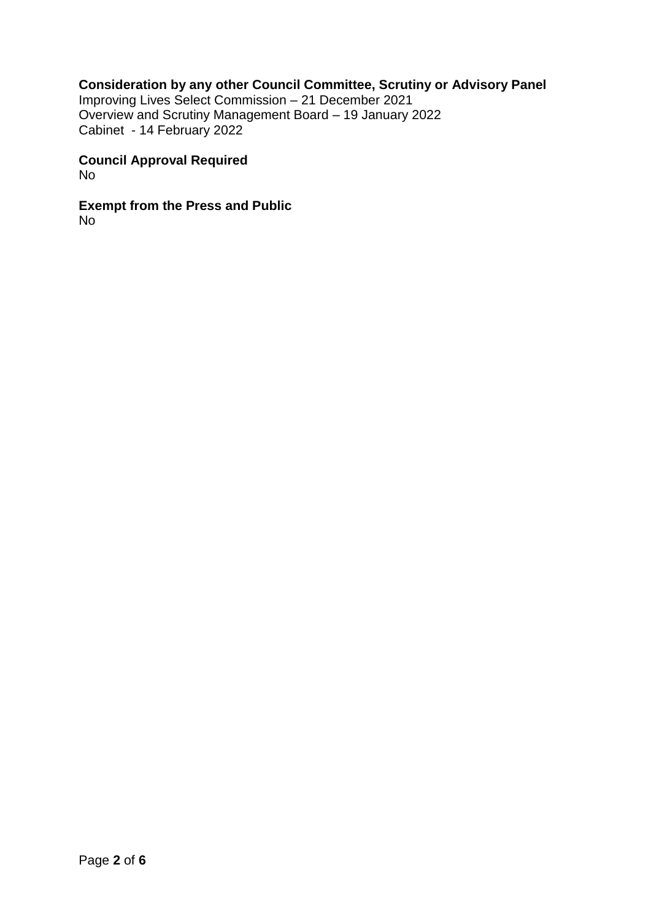**Consideration by any other Council Committee, Scrutiny or Advisory Panel**
Improving Lives Select Commission – 21 December 2021
Overview and Scrutiny Management Board – 19 January 2022
Cabinet - 14 February 2022

**Council Approval Required**
No

**Exempt from the Press and Public**
No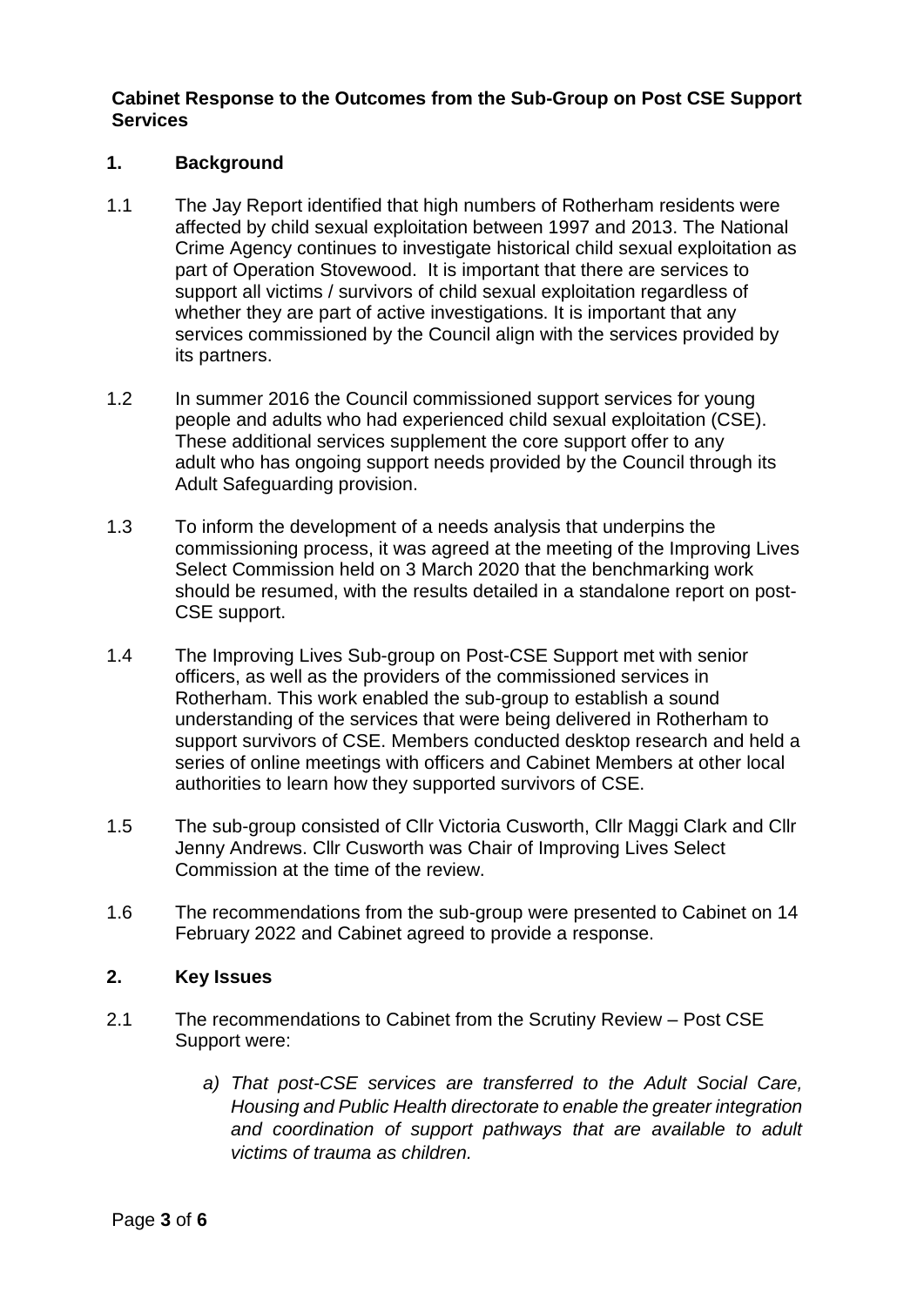**Cabinet Response to the Outcomes from the Sub-Group on Post CSE Support Services**

## 1. Background

1.1 The Jay Report identified that high numbers of Rotherham residents were affected by child sexual exploitation between 1997 and 2013. The National Crime Agency continues to investigate historical child sexual exploitation as part of Operation Stovewood. It is important that there are services to support all victims / survivors of child sexual exploitation regardless of whether they are part of active investigations. It is important that any services commissioned by the Council align with the services provided by its partners.

1.2 In summer 2016 the Council commissioned support services for young people and adults who had experienced child sexual exploitation (CSE). These additional services supplement the core support offer to any adult who has ongoing support needs provided by the Council through its Adult Safeguarding provision.

1.3 To inform the development of a needs analysis that underpins the commissioning process, it was agreed at the meeting of the Improving Lives Select Commission held on 3 March 2020 that the benchmarking work should be resumed, with the results detailed in a standalone report on post-CSE support.

1.4 The Improving Lives Sub-group on Post-CSE Support met with senior officers, as well as the providers of the commissioned services in Rotherham. This work enabled the sub-group to establish a sound understanding of the services that were being delivered in Rotherham to support survivors of CSE. Members conducted desktop research and held a series of online meetings with officers and Cabinet Members at other local authorities to learn how they supported survivors of CSE.

1.5 The sub-group consisted of Cllr Victoria Cusworth, Cllr Maggi Clark and Cllr Jenny Andrews. Cllr Cusworth was Chair of Improving Lives Select Commission at the time of the review.

1.6 The recommendations from the sub-group were presented to Cabinet on 14 February 2022 and Cabinet agreed to provide a response.

## 2. Key Issues

2.1 The recommendations to Cabinet from the Scrutiny Review – Post CSE Support were:

*a) That post-CSE services are transferred to the Adult Social Care, Housing and Public Health directorate to enable the greater integration and coordination of support pathways that are available to adult victims of trauma as children.*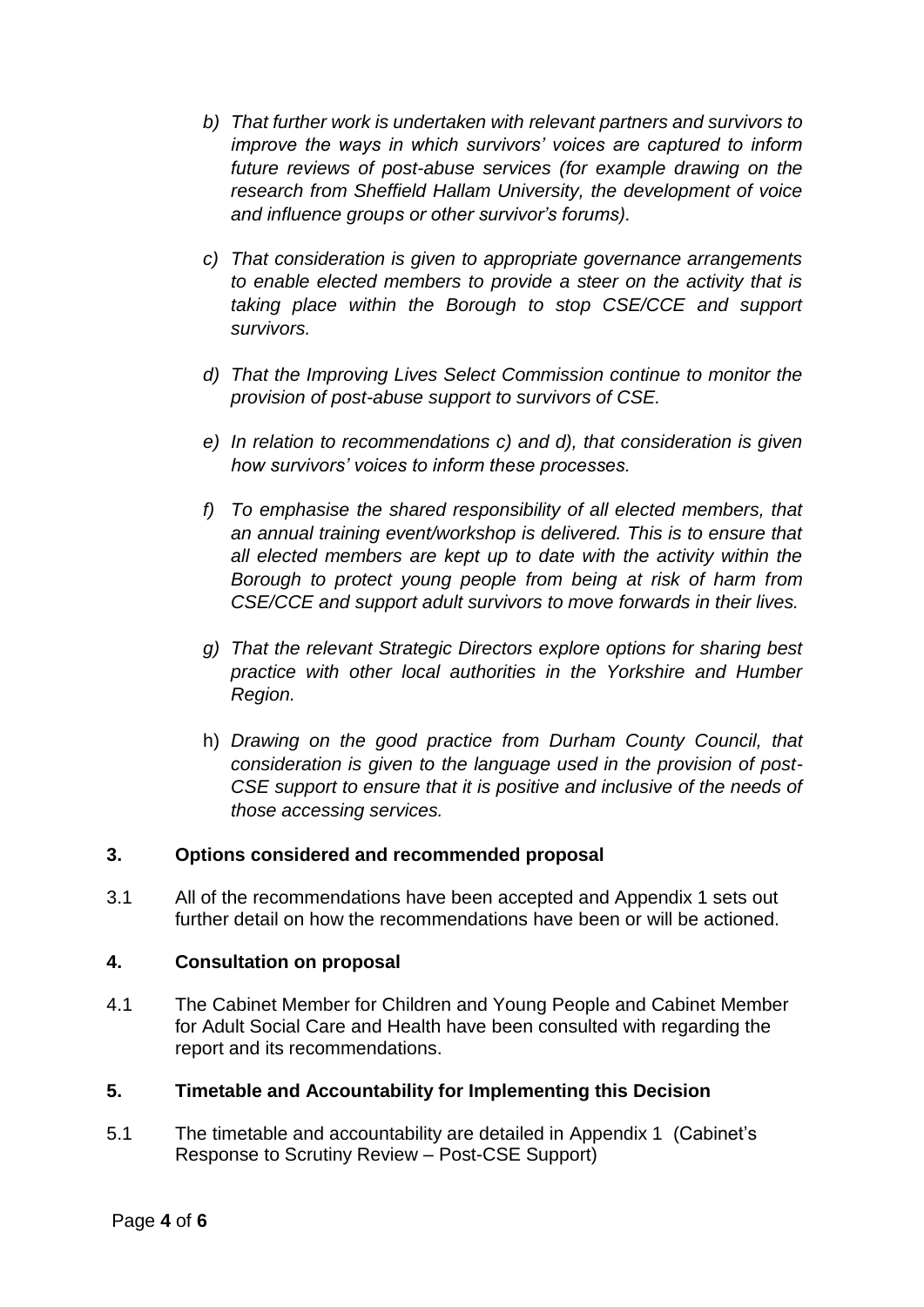b) *That further work is undertaken with relevant partners and survivors to improve the ways in which survivors' voices are captured to inform future reviews of post-abuse services (for example drawing on the research from Sheffield Hallam University, the development of voice and influence groups or other survivor's forums).*

c) *That consideration is given to appropriate governance arrangements to enable elected members to provide a steer on the activity that is taking place within the Borough to stop CSE/CCE and support survivors.*

d) *That the Improving Lives Select Commission continue to monitor the provision of post-abuse support to survivors of CSE.*

e) *In relation to recommendations c) and d), that consideration is given how survivors' voices to inform these processes.*

f) *To emphasise the shared responsibility of all elected members, that an annual training event/workshop is delivered. This is to ensure that all elected members are kept up to date with the activity within the Borough to protect young people from being at risk of harm from CSE/CCE and support adult survivors to move forwards in their lives.*

g) *That the relevant Strategic Directors explore options for sharing best practice with other local authorities in the Yorkshire and Humber Region.*

h) *Drawing on the good practice from Durham County Council, that consideration is given to the language used in the provision of post-CSE support to ensure that it is positive and inclusive of the needs of those accessing services.*

## 3. Options considered and recommended proposal

3.1 All of the recommendations have been accepted and Appendix 1 sets out further detail on how the recommendations have been or will be actioned.

## 4. Consultation on proposal

4.1 The Cabinet Member for Children and Young People and Cabinet Member for Adult Social Care and Health have been consulted with regarding the report and its recommendations.

## 5. Timetable and Accountability for Implementing this Decision

5.1 The timetable and accountability are detailed in Appendix 1 (Cabinet's Response to Scrutiny Review – Post-CSE Support)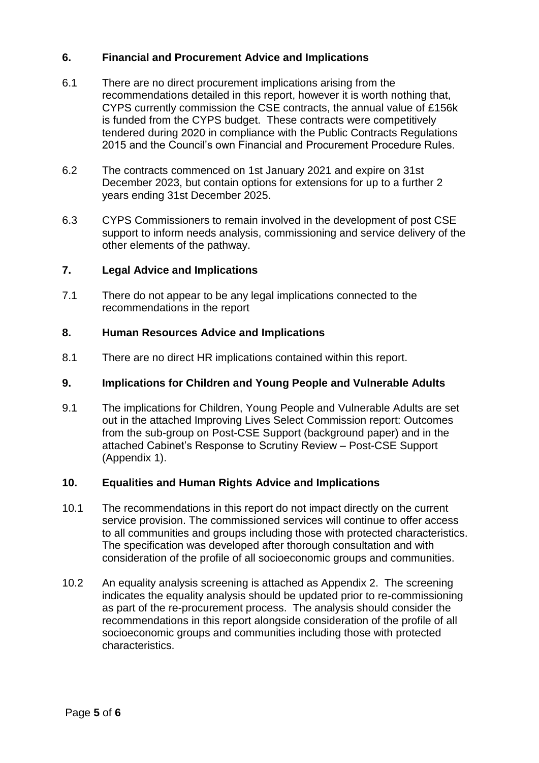## 6. Financial and Procurement Advice and Implications

6.1 There are no direct procurement implications arising from the recommendations detailed in this report, however it is worth nothing that, CYPS currently commission the CSE contracts, the annual value of £156k is funded from the CYPS budget. These contracts were competitively tendered during 2020 in compliance with the Public Contracts Regulations 2015 and the Council's own Financial and Procurement Procedure Rules.

6.2 The contracts commenced on 1st January 2021 and expire on 31st December 2023, but contain options for extensions for up to a further 2 years ending 31st December 2025.

6.3 CYPS Commissioners to remain involved in the development of post CSE support to inform needs analysis, commissioning and service delivery of the other elements of the pathway.

## 7. Legal Advice and Implications

7.1 There do not appear to be any legal implications connected to the recommendations in the report

## 8. Human Resources Advice and Implications

8.1 There are no direct HR implications contained within this report.

## 9. Implications for Children and Young People and Vulnerable Adults

9.1 The implications for Children, Young People and Vulnerable Adults are set out in the attached Improving Lives Select Commission report: Outcomes from the sub-group on Post-CSE Support (background paper) and in the attached Cabinet's Response to Scrutiny Review – Post-CSE Support (Appendix 1).

## 10. Equalities and Human Rights Advice and Implications

10.1 The recommendations in this report do not impact directly on the current service provision. The commissioned services will continue to offer access to all communities and groups including those with protected characteristics. The specification was developed after thorough consultation and with consideration of the profile of all socioeconomic groups and communities.

10.2 An equality analysis screening is attached as Appendix 2. The screening indicates the equality analysis should be updated prior to re-commissioning as part of the re-procurement process. The analysis should consider the recommendations in this report alongside consideration of the profile of all socioeconomic groups and communities including those with protected characteristics.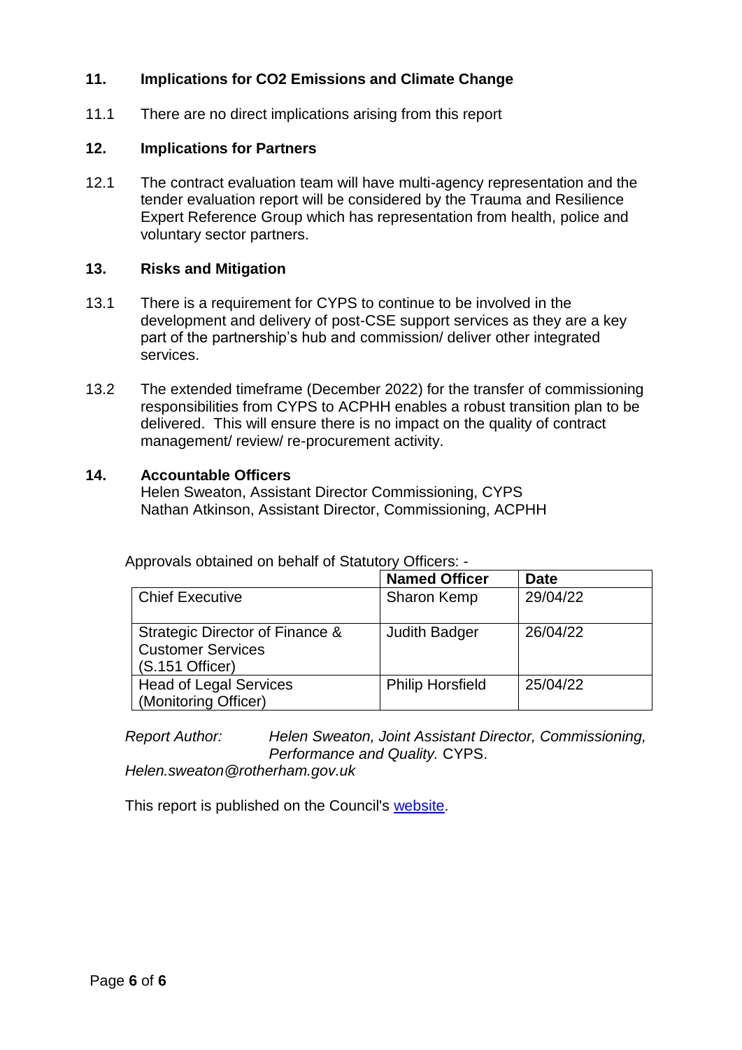## 11. Implications for $CO_2$ Emissions and Climate Change

11.1 There are no direct implications arising from this report

## 12. Implications for Partners

12.1 The contract evaluation team will have multi-agency representation and the tender evaluation report will be considered by the Trauma and Resilience Expert Reference Group which has representation from health, police and voluntary sector partners.

## 13. Risks and Mitigation

13.1 There is a requirement for CYPS to continue to be involved in the development and delivery of post-CSE support services as they are a key part of the partnership's hub and commission/ deliver other integrated services.

13.2 The extended timeframe (December 2022) for the transfer of commissioning responsibilities from CYPS to ACPHH enables a robust transition plan to be delivered. This will ensure there is no impact on the quality of contract management/ review/ re-procurement activity.

## 14. Accountable Officers

Helen Sweaton, Assistant Director Commissioning, CYPS
Nathan Atkinson, Assistant Director, Commissioning, ACPHH

Approvals obtained on behalf of Statutory Officers: -

| | Named Officer | Date |
|---|---|---|
| Chief Executive | Sharon Kemp | 29/04/22 |
| Strategic Director of Finance & Customer Services (S.151 Officer) | Judith Badger | 26/04/22 |
| Head of Legal Services (Monitoring Officer) | Philip Horsfield | 25/04/22 |

*Report Author:* *Helen Sweaton, Joint Assistant Director, Commissioning, Performance and Quality.* CYPS.
*Helen.sweaton@rotherham.gov.uk*

This report is published on the Council's website.